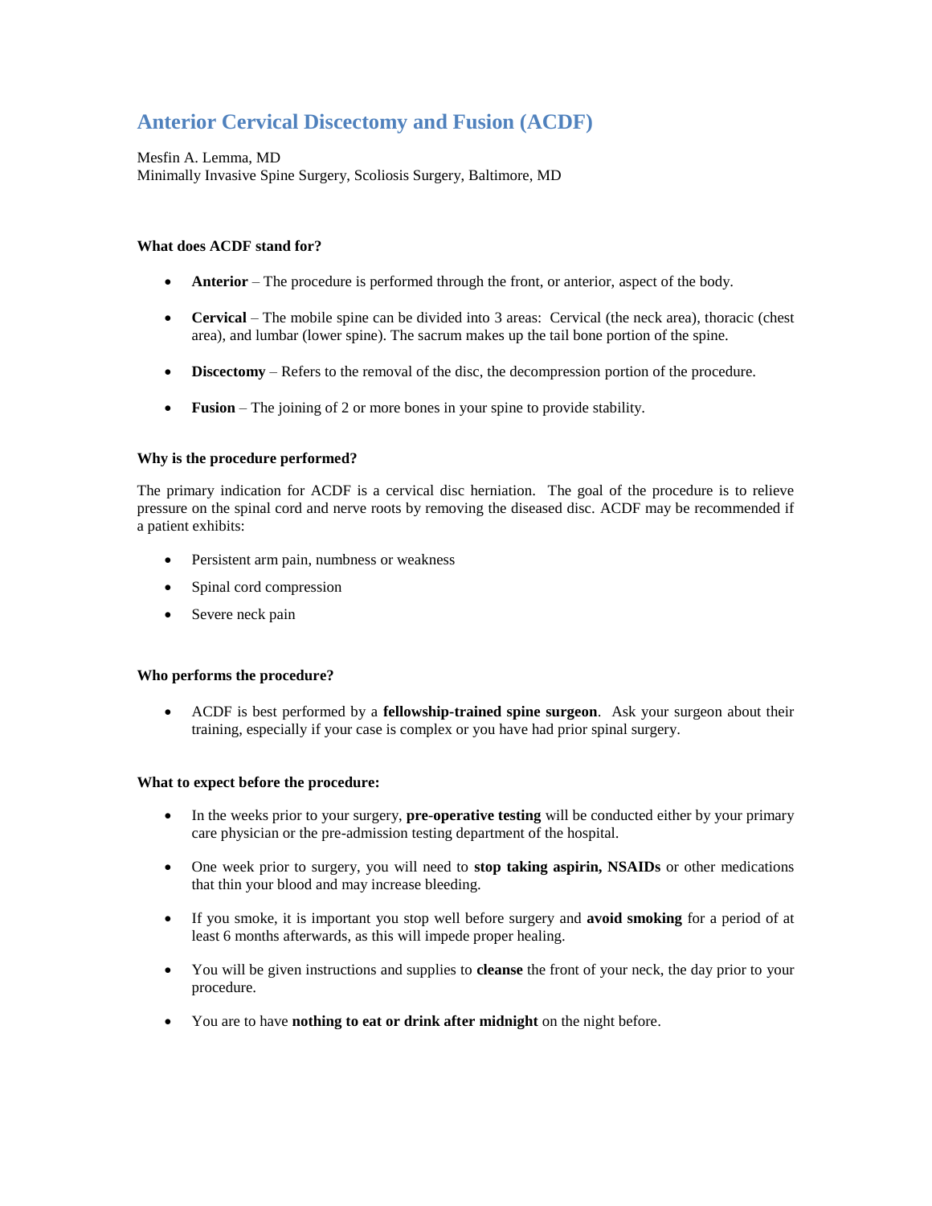# Anterior Cervical Discectomy and Fusion (ACDF)

Mesfin A. Lemma, MD
Minimally Invasive Spine Surgery, Scoliosis Surgery, Baltimore, MD

**What does ACDF stand for?**

- **Anterior** – The procedure is performed through the front, or anterior, aspect of the body.
- **Cervical** – The mobile spine can be divided into 3 areas: Cervical (the neck area), thoracic (chest area), and lumbar (lower spine). The sacrum makes up the tail bone portion of the spine.
- **Discectomy** – Refers to the removal of the disc, the decompression portion of the procedure.
- **Fusion** – The joining of 2 or more bones in your spine to provide stability.

**Why is the procedure performed?**

The primary indication for ACDF is a cervical disc herniation. The goal of the procedure is to relieve pressure on the spinal cord and nerve roots by removing the diseased disc. ACDF may be recommended if a patient exhibits:

- Persistent arm pain, numbness or weakness
- Spinal cord compression
- Severe neck pain

**Who performs the procedure?**

- ACDF is best performed by a **fellowship-trained spine surgeon**. Ask your surgeon about their training, especially if your case is complex or you have had prior spinal surgery.

**What to expect before the procedure:**

- In the weeks prior to your surgery, **pre-operative testing** will be conducted either by your primary care physician or the pre-admission testing department of the hospital.
- One week prior to surgery, you will need to **stop taking aspirin, NSAIDs** or other medications that thin your blood and may increase bleeding.
- If you smoke, it is important you stop well before surgery and **avoid smoking** for a period of at least 6 months afterwards, as this will impede proper healing.
- You will be given instructions and supplies to **cleanse** the front of your neck, the day prior to your procedure.
- You are to have **nothing to eat or drink after midnight** on the night before.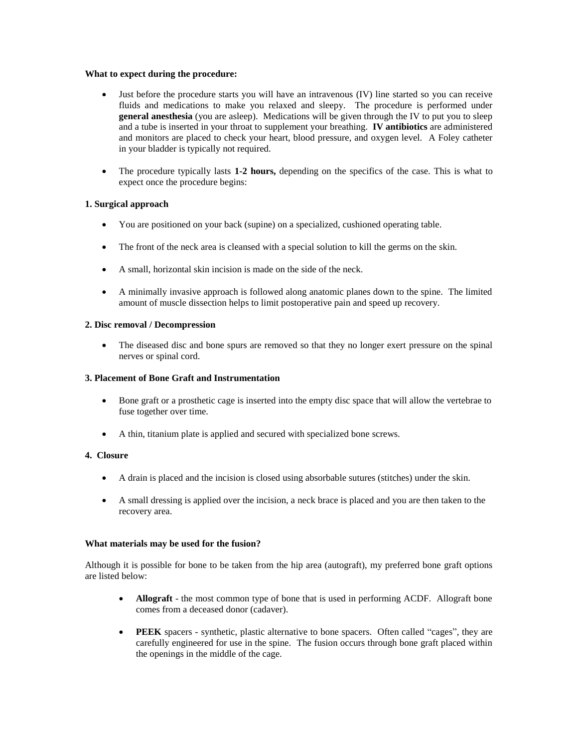**What to expect during the procedure:**

- Just before the procedure starts you will have an intravenous (IV) line started so you can receive fluids and medications to make you relaxed and sleepy. The procedure is performed under **general anesthesia** (you are asleep). Medications will be given through the IV to put you to sleep and a tube is inserted in your throat to supplement your breathing. **IV antibiotics** are administered and monitors are placed to check your heart, blood pressure, and oxygen level. A Foley catheter in your bladder is typically not required.

- The procedure typically lasts **1-2 hours,** depending on the specifics of the case. This is what to expect once the procedure begins:

**1. Surgical approach**

- You are positioned on your back (supine) on a specialized, cushioned operating table.

- The front of the neck area is cleansed with a special solution to kill the germs on the skin.

- A small, horizontal skin incision is made on the side of the neck.

- A minimally invasive approach is followed along anatomic planes down to the spine. The limited amount of muscle dissection helps to limit postoperative pain and speed up recovery.

**2. Disc removal / Decompression**

- The diseased disc and bone spurs are removed so that they no longer exert pressure on the spinal nerves or spinal cord.

**3. Placement of Bone Graft and Instrumentation**

- Bone graft or a prosthetic cage is inserted into the empty disc space that will allow the vertebrae to fuse together over time.

- A thin, titanium plate is applied and secured with specialized bone screws.

**4. Closure**

- A drain is placed and the incision is closed using absorbable sutures (stitches) under the skin.

- A small dressing is applied over the incision, a neck brace is placed and you are then taken to the recovery area.

**What materials may be used for the fusion?**

Although it is possible for bone to be taken from the hip area (autograft), my preferred bone graft options are listed below:

- **Allograft** - the most common type of bone that is used in performing ACDF. Allograft bone comes from a deceased donor (cadaver).

- **PEEK** spacers - synthetic, plastic alternative to bone spacers. Often called "cages", they are carefully engineered for use in the spine. The fusion occurs through bone graft placed within the openings in the middle of the cage.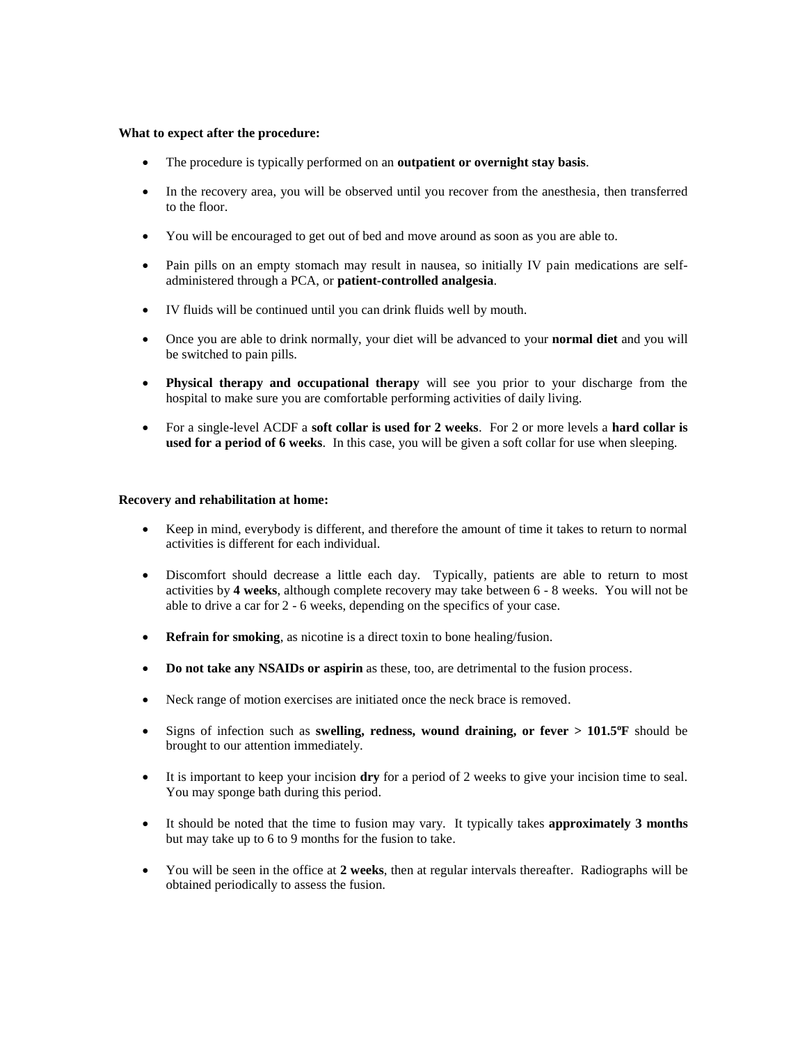**What to expect after the procedure:**

- The procedure is typically performed on an **outpatient or overnight stay basis**.
- In the recovery area, you will be observed until you recover from the anesthesia, then transferred to the floor.
- You will be encouraged to get out of bed and move around as soon as you are able to.
- Pain pills on an empty stomach may result in nausea, so initially IV pain medications are self-administered through a PCA, or **patient-controlled analgesia**.
- IV fluids will be continued until you can drink fluids well by mouth.
- Once you are able to drink normally, your diet will be advanced to your **normal diet** and you will be switched to pain pills.
- **Physical therapy and occupational therapy** will see you prior to your discharge from the hospital to make sure you are comfortable performing activities of daily living.
- For a single-level ACDF a **soft collar is used for 2 weeks**. For 2 or more levels a **hard collar is used for a period of 6 weeks**. In this case, you will be given a soft collar for use when sleeping.

**Recovery and rehabilitation at home:**

- Keep in mind, everybody is different, and therefore the amount of time it takes to return to normal activities is different for each individual.
- Discomfort should decrease a little each day. Typically, patients are able to return to most activities by **4 weeks**, although complete recovery may take between 6 - 8 weeks. You will not be able to drive a car for 2 - 6 weeks, depending on the specifics of your case.
- **Refrain for smoking**, as nicotine is a direct toxin to bone healing/fusion.
- **Do not take any NSAIDs or aspirin** as these, too, are detrimental to the fusion process.
- Neck range of motion exercises are initiated once the neck brace is removed.
- Signs of infection such as **swelling, redness, wound draining, or fever > 101.5ºF** should be brought to our attention immediately.
- It is important to keep your incision **dry** for a period of 2 weeks to give your incision time to seal. You may sponge bath during this period.
- It should be noted that the time to fusion may vary. It typically takes **approximately 3 months** but may take up to 6 to 9 months for the fusion to take.
- You will be seen in the office at **2 weeks**, then at regular intervals thereafter. Radiographs will be obtained periodically to assess the fusion.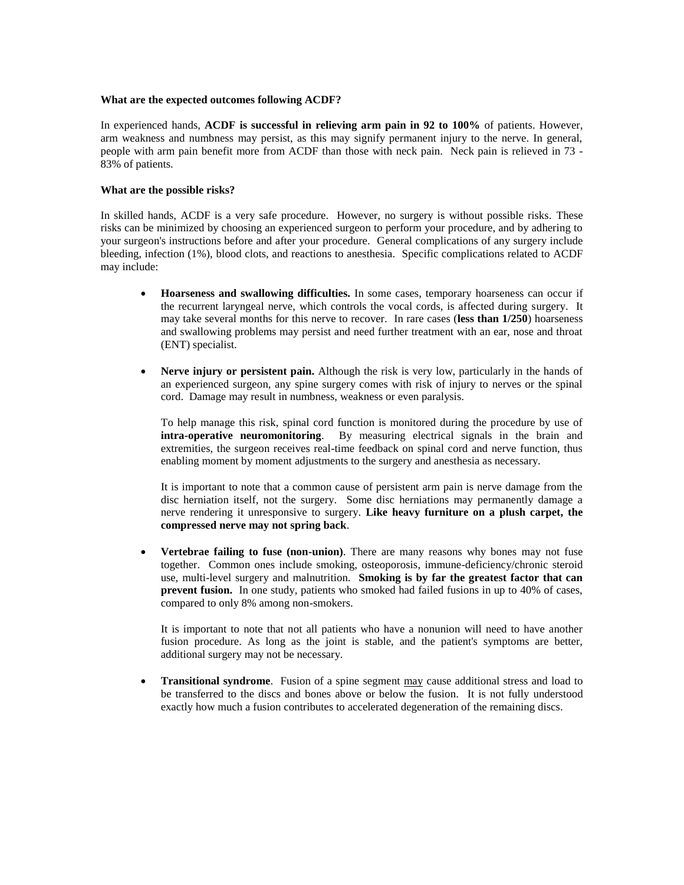**What are the expected outcomes following ACDF?**

In experienced hands, **ACDF is successful in relieving arm pain in 92 to 100%** of patients. However, arm weakness and numbness may persist, as this may signify permanent injury to the nerve. In general, people with arm pain benefit more from ACDF than those with neck pain. Neck pain is relieved in 73 - 83% of patients.

**What are the possible risks?**

In skilled hands, ACDF is a very safe procedure. However, no surgery is without possible risks. These risks can be minimized by choosing an experienced surgeon to perform your procedure, and by adhering to your surgeon's instructions before and after your procedure. General complications of any surgery include bleeding, infection (1%), blood clots, and reactions to anesthesia. Specific complications related to ACDF may include:

- **Hoarseness and swallowing difficulties.** In some cases, temporary hoarseness can occur if the recurrent laryngeal nerve, which controls the vocal cords, is affected during surgery. It may take several months for this nerve to recover. In rare cases (**less than 1/250**) hoarseness and swallowing problems may persist and need further treatment with an ear, nose and throat (ENT) specialist.

- **Nerve injury or persistent pain.** Although the risk is very low, particularly in the hands of an experienced surgeon, any spine surgery comes with risk of injury to nerves or the spinal cord. Damage may result in numbness, weakness or even paralysis.

  To help manage this risk, spinal cord function is monitored during the procedure by use of **intra-operative neuromonitoring**. By measuring electrical signals in the brain and extremities, the surgeon receives real-time feedback on spinal cord and nerve function, thus enabling moment by moment adjustments to the surgery and anesthesia as necessary.

  It is important to note that a common cause of persistent arm pain is nerve damage from the disc herniation itself, not the surgery. Some disc herniations may permanently damage a nerve rendering it unresponsive to surgery. **Like heavy furniture on a plush carpet, the compressed nerve may not spring back**.

- **Vertebrae failing to fuse (non-union)**. There are many reasons why bones may not fuse together. Common ones include smoking, osteoporosis, immune-deficiency/chronic steroid use, multi-level surgery and malnutrition. **Smoking is by far the greatest factor that can prevent fusion.** In one study, patients who smoked had failed fusions in up to 40% of cases, compared to only 8% among non-smokers.

  It is important to note that not all patients who have a nonunion will need to have another fusion procedure. As long as the joint is stable, and the patient's symptoms are better, additional surgery may not be necessary.

- **Transitional syndrome**. Fusion of a spine segment <u>may</u> cause additional stress and load to be transferred to the discs and bones above or below the fusion. It is not fully understood exactly how much a fusion contributes to accelerated degeneration of the remaining discs.